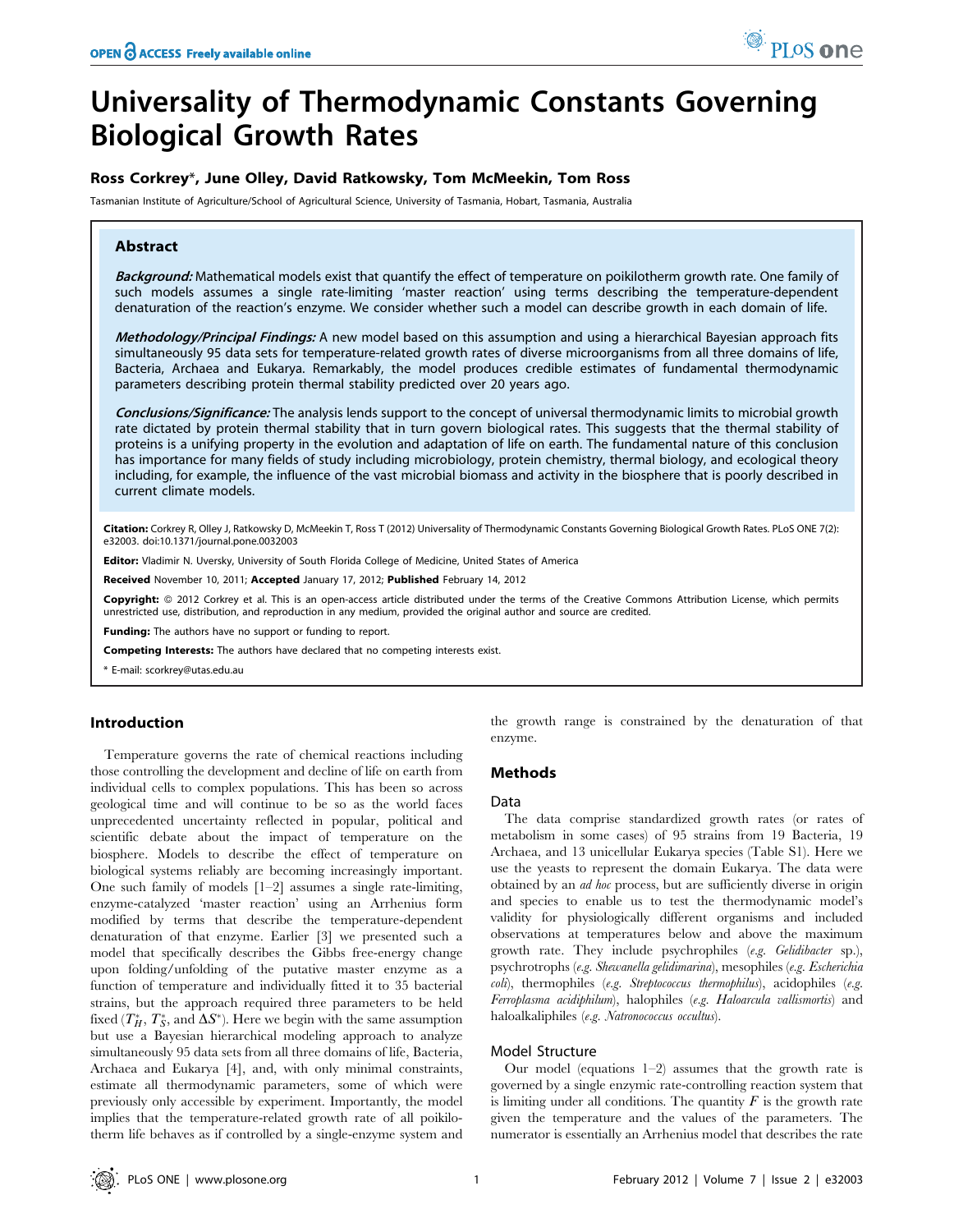# Universality of Thermodynamic Constants Governing Biological Growth Rates

**Ross Corkrey\*, June Olley, David Ratkowsky, Tom McMeekin, Tom Ross**

Tasmanian Institute of Agriculture/School of Agricultural Science, University of Tasmania, Hobart, Tasmania, Australia

## Abstract

***Background:*** Mathematical models exist that quantify the effect of temperature on poikilotherm growth rate. One family of such models assumes a single rate-limiting 'master reaction' using terms describing the temperature-dependent denaturation of the reaction's enzyme. We consider whether such a model can describe growth in each domain of life.

***Methodology/Principal Findings:*** A new model based on this assumption and using a hierarchical Bayesian approach fits simultaneously 95 data sets for temperature-related growth rates of diverse microorganisms from all three domains of life, Bacteria, Archaea and Eukarya. Remarkably, the model produces credible estimates of fundamental thermodynamic parameters describing protein thermal stability predicted over 20 years ago.

***Conclusions/Significance:*** The analysis lends support to the concept of universal thermodynamic limits to microbial growth rate dictated by protein thermal stability that in turn govern biological rates. This suggests that the thermal stability of proteins is a unifying property in the evolution and adaptation of life on earth. The fundamental nature of this conclusion has importance for many fields of study including microbiology, protein chemistry, thermal biology, and ecological theory including, for example, the influence of the vast microbial biomass and activity in the biosphere that is poorly described in current climate models.

**Citation:** Corkrey R, Olley J, Ratkowsky D, McMeekin T, Ross T (2012) Universality of Thermodynamic Constants Governing Biological Growth Rates. PLoS ONE 7(2): e32003. doi:10.1371/journal.pone.0032003

**Editor:** Vladimir N. Uversky, University of South Florida College of Medicine, United States of America

**Received** November 10, 2011; **Accepted** January 17, 2012; **Published** February 14, 2012

**Copyright:** © 2012 Corkrey et al. This is an open-access article distributed under the terms of the Creative Commons Attribution License, which permits unrestricted use, distribution, and reproduction in any medium, provided the original author and source are credited.

**Funding:** The authors have no support or funding to report.

**Competing Interests:** The authors have declared that no competing interests exist.

\* E-mail: scorkrey@utas.edu.au

## Introduction

Temperature governs the rate of chemical reactions including those controlling the development and decline of life on earth from individual cells to complex populations. This has been so across geological time and will continue to be so as the world faces unprecedented uncertainty reflected in popular, political and scientific debate about the impact of temperature on the biosphere. Models to describe the effect of temperature on biological systems reliably are becoming increasingly important. One such family of models [1–2] assumes a single rate-limiting, enzyme-catalyzed 'master reaction' using an Arrhenius form modified by terms that describe the temperature-dependent denaturation of that enzyme. Earlier [3] we presented such a model that specifically describes the Gibbs free-energy change upon folding/unfolding of the putative master enzyme as a function of temperature and individually fitted it to 35 bacterial strains, but the approach required three parameters to be held fixed ($T_H^*$, $T_S^*$, and $\Delta S^*$). Here we begin with the same assumption but use a Bayesian hierarchical modeling approach to analyze simultaneously 95 data sets from all three domains of life, Bacteria, Archaea and Eukarya [4], and, with only minimal constraints, estimate all thermodynamic parameters, some of which were previously only accessible by experiment. Importantly, the model implies that the temperature-related growth rate of all poikilotherm life behaves as if controlled by a single-enzyme system and the growth range is constrained by the denaturation of that enzyme.

## Methods

### Data

The data comprise standardized growth rates (or rates of metabolism in some cases) of 95 strains from 19 Bacteria, 19 Archaea, and 13 unicellular Eukarya species (Table S1). Here we use the yeasts to represent the domain Eukarya. The data were obtained by an *ad hoc* process, but are sufficiently diverse in origin and species to enable us to test the thermodynamic model's validity for physiologically different organisms and included observations at temperatures below and above the maximum growth rate. They include psychrophiles (*e.g. Gelidibacter* sp.), psychrotrophs (*e.g. Shewanella gelidimarina*), mesophiles (*e.g. Escherichia coli*), thermophiles (*e.g. Streptococcus thermophilus*), acidophiles (*e.g. Ferroplasma acidiphilum*), halophiles (*e.g. Haloarcula vallismortis*) and haloalkaliphiles (*e.g. Natronococcus occultus*).

### Model Structure

Our model (equations 1–2) assumes that the growth rate is governed by a single enzymic rate-controlling reaction system that is limiting under all conditions. The quantity $F$ is the growth rate given the temperature and the values of the parameters. The numerator is essentially an Arrhenius model that describes the rate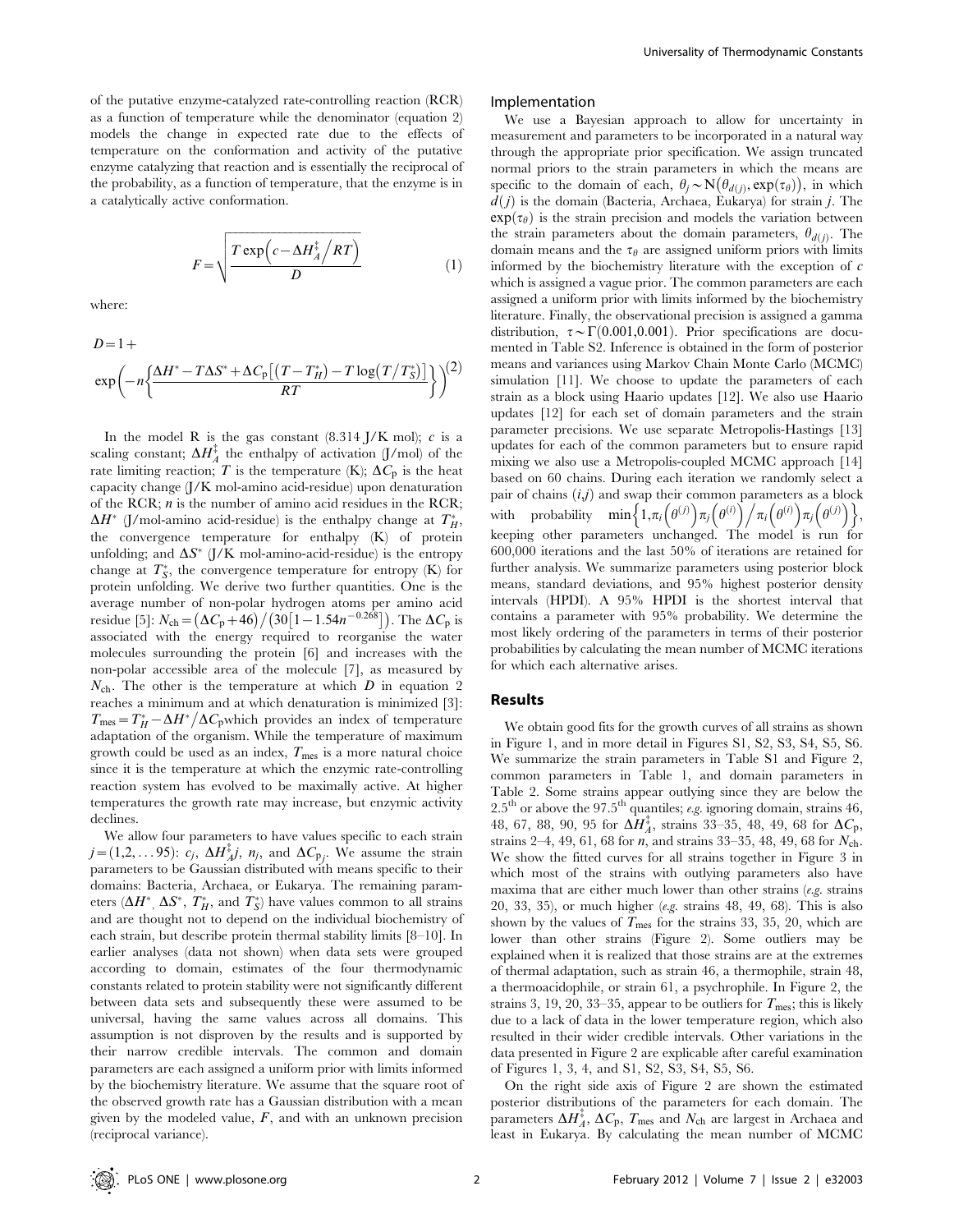of the putative enzyme-catalyzed rate-controlling reaction (RCR) as a function of temperature while the denominator (equation 2) models the change in expected rate due to the effects of temperature on the conformation and activity of the putative enzyme catalyzing that reaction and is essentially the reciprocal of the probability, as a function of temperature, that the enzyme is in a catalytically active conformation.

$$F=\sqrt{\frac{T\exp\left(c-\Delta H_A^{\ddagger}\big/RT\right)}{D}} \qquad (1)$$

where:

$$D=1+\exp\left(-n\left\{\frac{\Delta H^{*}-T\Delta S^{*}+\Delta C_{\mathrm{p}}\left[\left(T-T_H^{*}\right)-T\log\left(T/T_S^{*}\right)\right]}{RT}\right\}\right) \qquad (2)$$

In the model R is the gas constant (8.314 J/K mol); $c$ is a scaling constant; $\Delta H_A^{\ddagger}$ the enthalpy of activation (J/mol) of the rate limiting reaction; $T$ is the temperature (K); $\Delta C_{\mathrm{p}}$ is the heat capacity change (J/K mol-amino acid-residue) upon denaturation of the RCR; $n$ is the number of amino acid residues in the RCR; $\Delta H^{*}$ (J/mol-amino acid-residue) is the enthalpy change at $T_H^{*}$, the convergence temperature for enthalpy (K) of protein unfolding; and $\Delta S^{*}$ (J/K mol-amino-acid-residue) is the entropy change at $T_S^{*}$, the convergence temperature for entropy (K) for protein unfolding. We derive two further quantities. One is the average number of non-polar hydrogen atoms per amino acid residue [5]: $N_{\mathrm{ch}}=\left(\Delta C_{\mathrm{p}}+46\right)/\left(30\left[1-1.54n^{-0.268}\right]\right)$. The $\Delta C_{\mathrm{p}}$ is associated with the energy required to reorganise the water molecules surrounding the protein [6] and increases with the non-polar accessible area of the molecule [7], as measured by $N_{\mathrm{ch}}$. The other is the temperature at which $D$ in equation 2 reaches a minimum and at which denaturation is minimized [3]: $T_{\mathrm{mes}}=T_H^{*}-\Delta H^{*}/\Delta C_{\mathrm{p}}$ which provides an index of temperature adaptation of the organism. While the temperature of maximum growth could be used as an index, $T_{\mathrm{mes}}$ is a more natural choice since it is the temperature at which the enzymic rate-controlling reaction system has evolved to be maximally active. At higher temperatures the growth rate may increase, but enzymic activity declines.

We allow four parameters to have values specific to each strain $j=(1,2,\ldots 95)$: $c_j$, $\Delta H_A^{\ddagger}j$, $n_j$, and $\Delta C_{\mathrm{p}_j}$. We assume the strain parameters to be Gaussian distributed with means specific to their domains: Bacteria, Archaea, or Eukarya. The remaining parameters ($\Delta H^{*}$, $\Delta S^{*}$, $T_H^{*}$, and $T_S^{*}$) have values common to all strains and are thought not to depend on the individual biochemistry of each strain, but describe protein thermal stability limits [8–10]. In earlier analyses (data not shown) when data sets were grouped according to domain, estimates of the four thermodynamic constants related to protein stability were not significantly different between data sets and subsequently these were assumed to be universal, having the same values across all domains. This assumption is not disproven by the results and is supported by their narrow credible intervals. The common and domain parameters are each assigned a uniform prior with limits informed by the biochemistry literature. We assume that the square root of the observed growth rate has a Gaussian distribution with a mean given by the modeled value, $F$, and with an unknown precision (reciprocal variance).

## Implementation

We use a Bayesian approach to allow for uncertainty in measurement and parameters to be incorporated in a natural way through the appropriate prior specification. We assign truncated normal priors to the strain parameters in which the means are specific to the domain of each, $\theta_j\sim \mathrm{N}\left(\theta_{d(j)},\exp(\tau_\theta)\right)$, in which $d(j)$ is the domain (Bacteria, Archaea, Eukarya) for strain $j$. The $\exp(\tau_\theta)$ is the strain precision and models the variation between the strain parameters about the domain parameters, $\theta_{d(j)}$. The domain means and the $\tau_\theta$ are assigned uniform priors with limits informed by the biochemistry literature with the exception of $c$ which is assigned a vague prior. The common parameters are each assigned a uniform prior with limits informed by the biochemistry literature. Finally, the observational precision is assigned a gamma distribution, $\tau\sim\Gamma(0.001,0.001)$. Prior specifications are documented in Table S2. Inference is obtained in the form of posterior means and variances using Markov Chain Monte Carlo (MCMC) simulation [11]. We choose to update the parameters of each strain as a block using Haario updates [12]. We also use Haario updates [12] for each set of domain parameters and the strain parameter precisions. We use separate Metropolis-Hastings [13] updates for each of the common parameters but to ensure rapid mixing we also use a Metropolis-coupled MCMC approach [14] based on 60 chains. During each iteration we randomly select a pair of chains $(i,j)$ and swap their common parameters as a block with probability $\min\left\{1,\pi_i\left(\theta^{(j)}\right)\pi_j\left(\theta^{(i)}\right)\Big/\pi_i\left(\theta^{(i)}\right)\pi_j\left(\theta^{(j)}\right)\right\}$, keeping other parameters unchanged. The model is run for 600,000 iterations and the last 50% of iterations are retained for further analysis. We summarize parameters using posterior block means, standard deviations, and 95% highest posterior density intervals (HPDI). A 95% HPDI is the shortest interval that contains a parameter with 95% probability. We determine the most likely ordering of the parameters in terms of their posterior probabilities by calculating the mean number of MCMC iterations for which each alternative arises.

## Results

We obtain good fits for the growth curves of all strains as shown in Figure 1, and in more detail in Figures S1, S2, S3, S4, S5, S6. We summarize the strain parameters in Table S1 and Figure 2, common parameters in Table 1, and domain parameters in Table 2. Some strains appear outlying since they are below the 2.5[th] or above the 97.5[th] quantiles; *e.g.* ignoring domain, strains 46, 48, 67, 88, 90, 95 for $\Delta H_A^{\ddagger}$, strains 33–35, 48, 49, 68 for $\Delta C_{\mathrm{p}}$, strains 2–4, 49, 61, 68 for $n$, and strains 33–35, 48, 49, 68 for $N_{\mathrm{ch}}$. We show the fitted curves for all strains together in Figure 3 in which most of the strains with outlying parameters also have maxima that are either much lower than other strains (*e.g.* strains 20, 33, 35), or much higher (*e.g.* strains 48, 49, 68). This is also shown by the values of $T_{\mathrm{mes}}$ for the strains 33, 35, 20, which are lower than other strains (Figure 2). Some outliers may be explained when it is realized that those strains are at the extremes of thermal adaptation, such as strain 46, a thermophile, strain 48, a thermoacidophile, or strain 61, a psychrophile. In Figure 2, the strains 3, 19, 20, 33–35, appear to be outliers for $T_{\mathrm{mes}}$; this is likely due to a lack of data in the lower temperature region, which also resulted in their wider credible intervals. Other variations in the data presented in Figure 2 are explicable after careful examination of Figures 1, 3, 4, and S1, S2, S3, S4, S5, S6.

On the right side axis of Figure 2 are shown the estimated posterior distributions of the parameters for each domain. The parameters $\Delta H_A^{\ddagger}$, $\Delta C_{\mathrm{p}}$, $T_{\mathrm{mes}}$ and $N_{\mathrm{ch}}$ are largest in Archaea and least in Eukarya. By calculating the mean number of MCMC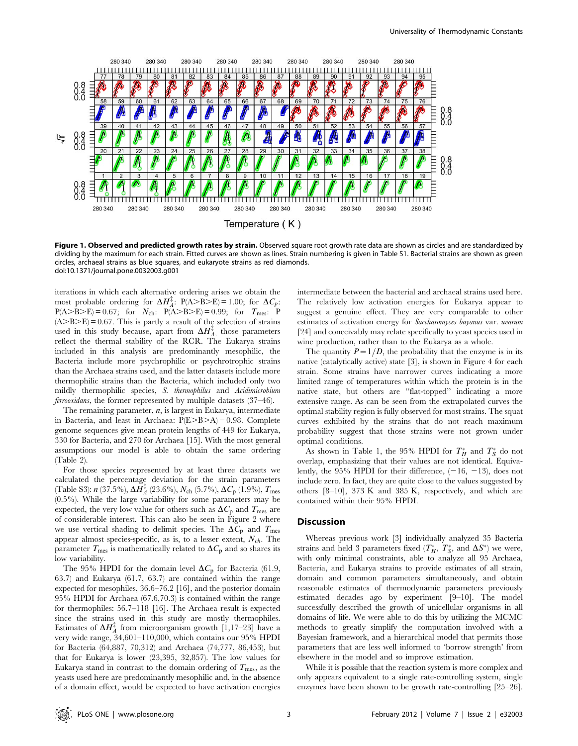**Figure 1. Observed and predicted growth rates by strain.** Observed square root growth rate data are shown as circles and are standardized by dividing by the maximum for each strain. Fitted curves are shown as lines. Strain numbering is given in Table S1. Bacterial strains are shown as green circles, archaeal strains as blue squares, and eukaryote strains as red diamonds.
doi:10.1371/journal.pone.0032003.g001

iterations in which each alternative ordering arises we obtain the most probable ordering for $\Delta H_A^{\ddagger}$: P(A>B>E) = 1.00; for $\Delta C_p$: P(A>B>E) = 0.67; for $N_{ch}$: P(A>B>E) = 0.99; for $T_{mes}$: P (A>B>E) = 0.67. This is partly a result of the selection of strains used in this study because, apart from $\Delta H_A^{\ddagger}$, those parameters reflect the thermal stability of the RCR. The Eukarya strains included in this analysis are predominantly mesophilic, the Bacteria include more psychrophilic or psychrotrophic strains than the Archaea strains used, and the latter datasets include more thermophilic strains than the Bacteria, which included only two mildly thermophilic species, *S. thermophilus* and *Acidimicrobium ferrooxidans*, the former represented by multiple datasets (37–46).

The remaining parameter, $n$, is largest in Eukarya, intermediate in Bacteria, and least in Archaea: P(E>B>A) = 0.98. Complete genome sequences give mean protein lengths of 449 for Eukarya, 330 for Bacteria, and 270 for Archaea [15]. With the most general assumptions our model is able to obtain the same ordering (Table 2).

For those species represented by at least three datasets we calculated the percentage deviation for the strain parameters (Table S3): $n$ (37.5%), $\Delta H_A^{\ddagger}$ (23.6%), $N_{ch}$ (5.7%), $\Delta C_p$ (1.9%), $T_{mes}$ (0.5%). While the large variability for some parameters may be expected, the very low value for others such as $\Delta C_p$ and $T_{mes}$ are of considerable interest. This can also be seen in Figure 2 where we use vertical shading to delimit species. The $\Delta C_p$ and $T_{mes}$ appear almost species-specific, as is, to a lesser extent, $N_{ch}$. The parameter $T_{mes}$ is mathematically related to $\Delta C_p$ and so shares its low variability.

The 95% HPDI for the domain level $\Delta C_p$ for Bacteria (61.9, 63.7) and Eukarya (61.7, 63.7) are contained within the range expected for mesophiles, 36.6–76.2 [16], and the posterior domain 95% HPDI for Archaea (67.6,70.3) is contained within the range for thermophiles: 56.7–118 [16]. The Archaea result is expected since the strains used in this study are mostly thermophiles. Estimates of $\Delta H_A^{\ddagger}$ from microorganism growth [1,17–23] have a very wide range, 34,601–110,000, which contains our 95% HPDI for Bacteria (64,887, 70,312) and Archaea (74,777, 86,453), but that for Eukarya is lower (23,395, 32,857). The low values for Eukarya stand in contrast to the domain ordering of $T_{mes}$, as the yeasts used here are predominantly mesophilic and, in the absence of a domain effect, would be expected to have activation energies intermediate between the bacterial and archaeal strains used here. The relatively low activation energies for Eukarya appear to suggest a genuine effect. They are very comparable to other estimates of activation energy for *Saccharomyces bayanus* var. *uvarum* [24] and conceivably may relate specifically to yeast species used in wine production, rather than to the Eukarya as a whole.

The quantity $P = 1/D$, the probability that the enzyme is in its native (catalytically active) state [3], is shown in Figure 4 for each strain. Some strains have narrower curves indicating a more limited range of temperatures within which the protein is in the native state, but others are "flat-topped" indicating a more extensive range. As can be seen from the extrapolated curves the optimal stability region is fully observed for most strains. The squat curves exhibited by the strains that do not reach maximum probability suggest that those strains were not grown under optimal conditions.

As shown in Table 1, the 95% HPDI for $T_H^*$ and $T_S^*$ do not overlap, emphasizing that their values are not identical. Equivalently, the 95% HPDI for their difference, (−16, −13), does not include zero. In fact, they are quite close to the values suggested by others [8–10], 373 K and 385 K, respectively, and which are contained within their 95% HPDI.

## Discussion

Whereas previous work [3] individually analyzed 35 Bacteria strains and held 3 parameters fixed ($T_H^*$, $T_S^*$, and $\Delta S^*$) we were, with only minimal constraints, able to analyze all 95 Archaea, Bacteria, and Eukarya strains to provide estimates of all strain, domain and common parameters simultaneously, and obtain reasonable estimates of thermodynamic parameters previously estimated decades ago by experiment [9–10]. The model successfully described the growth of unicellular organisms in all domains of life. We were able to do this by utilizing the MCMC methods to greatly simplify the computation involved with a Bayesian framework, and a hierarchical model that permits those parameters that are less well informed to 'borrow strength' from elsewhere in the model and so improve estimation.

While it is possible that the reaction system is more complex and only appears equivalent to a single rate-controlling system, single enzymes have been shown to be growth rate-controlling [25–26].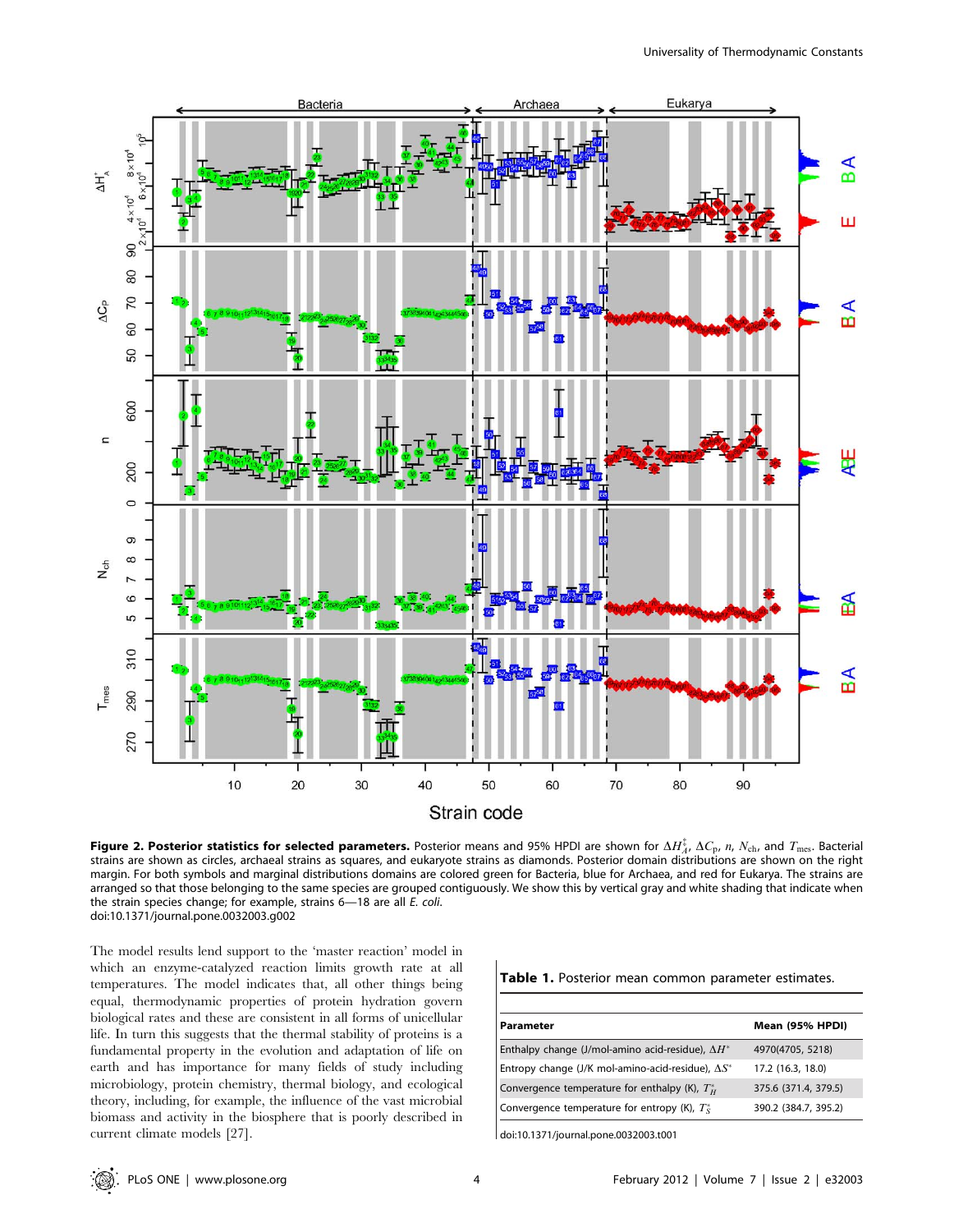**Figure 2. Posterior statistics for selected parameters.** Posterior means and 95% HPDI are shown for $\Delta H_A^{\ddagger}$, $\Delta C_p$, $n$, $N_{ch}$, and $T_{mes}$. Bacterial strains are shown as circles, archaeal strains as squares, and eukaryote strains as diamonds. Posterior domain distributions are shown on the right margin. For both symbols and marginal distributions domains are colored green for Bacteria, blue for Archaea, and red for Eukarya. The strains are arranged so that those belonging to the same species are grouped contiguously. We show this by vertical gray and white shading that indicate when the strain species change; for example, strains 6—18 are all *E. coli*.
doi:10.1371/journal.pone.0032003.g002

The model results lend support to the 'master reaction' model in which an enzyme-catalyzed reaction limits growth rate at all temperatures. The model indicates that, all other things being equal, thermodynamic properties of protein hydration govern biological rates and these are consistent in all forms of unicellular life. In turn this suggests that the thermal stability of proteins is a fundamental property in the evolution and adaptation of life on earth and has importance for many fields of study including microbiology, protein chemistry, thermal biology, and ecological theory, including, for example, the influence of the vast microbial biomass and activity in the biosphere that is poorly described in current climate models [27].

**Table 1.** Posterior mean common parameter estimates.

| Parameter | Mean (95% HPDI) |
|---|---|
| Enthalpy change (J/mol-amino acid-residue), $\Delta H^{*}$ | 4970(4705, 5218) |
| Entropy change (J/K mol-amino-acid-residue), $\Delta S^{*}$ | 17.2 (16.3, 18.0) |
| Convergence temperature for enthalpy (K), $T_H^{*}$ | 375.6 (371.4, 379.5) |
| Convergence temperature for entropy (K), $T_S^{*}$ | 390.2 (384.7, 395.2) |

doi:10.1371/journal.pone.0032003.t001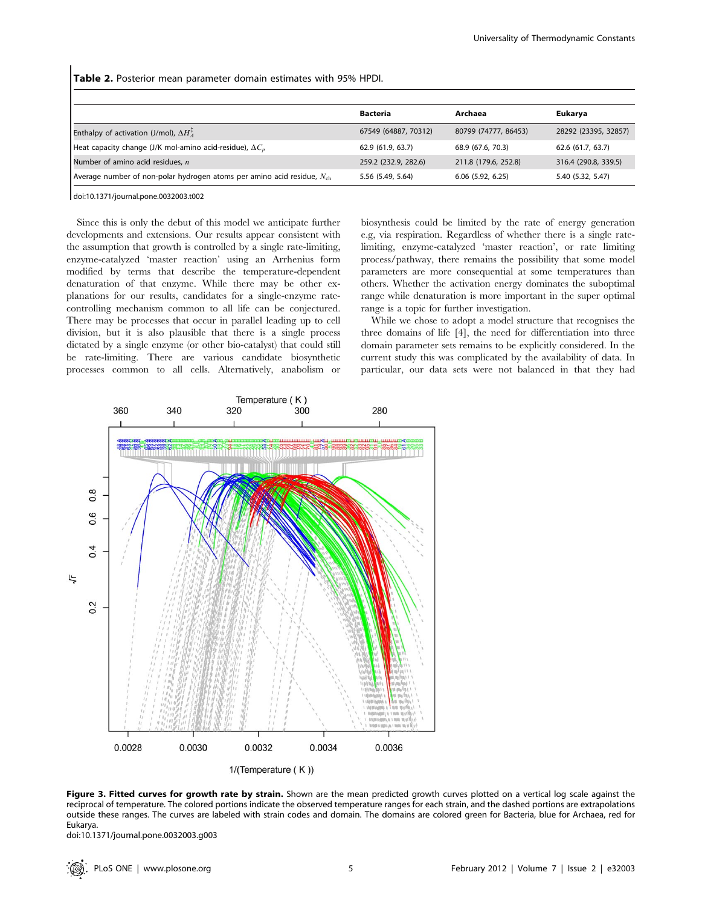**Table 2.** Posterior mean parameter domain estimates with 95% HPDI.

| | Bacteria | Archaea | Eukarya |
|---|---|---|---|
| Enthalpy of activation (J/mol), $\Delta H_A^{\ddagger}$ | 67549 (64887, 70312) | 80799 (74777, 86453) | 28292 (23395, 32857) |
| Heat capacity change (J/K mol-amino acid-residue), $\Delta C_p$ | 62.9 (61.9, 63.7) | 68.9 (67.6, 70.3) | 62.6 (61.7, 63.7) |
| Number of amino acid residues, $n$ | 259.2 (232.9, 282.6) | 211.8 (179.6, 252.8) | 316.4 (290.8, 339.5) |
| Average number of non-polar hydrogen atoms per amino acid residue, $N_{ch}$ | 5.56 (5.49, 5.64) | 6.06 (5.92, 6.25) | 5.40 (5.32, 5.47) |

doi:10.1371/journal.pone.0032003.t002

Since this is only the debut of this model we anticipate further developments and extensions. Our results appear consistent with the assumption that growth is controlled by a single rate-limiting, enzyme-catalyzed 'master reaction' using an Arrhenius form modified by terms that describe the temperature-dependent denaturation of that enzyme. While there may be other explanations for our results, candidates for a single-enzyme rate-controlling mechanism common to all life can be conjectured. There may be processes that occur in parallel leading up to cell division, but it is also plausible that there is a single process dictated by a single enzyme (or other bio-catalyst) that could still be rate-limiting. There are various candidate biosynthetic processes common to all cells. Alternatively, anabolism or biosynthesis could be limited by the rate of energy generation e.g, via respiration. Regardless of whether there is a single rate-limiting, enzyme-catalyzed 'master reaction', or rate limiting process/pathway, there remains the possibility that some model parameters are more consequential at some temperatures than others. Whether the activation energy dominates the suboptimal range while denaturation is more important in the super optimal range is a topic for further investigation.

While we chose to adopt a model structure that recognises the three domains of life [4], the need for differentiation into three domain parameter sets remains to be explicitly considered. In the current study this was complicated by the availability of data. In particular, our data sets were not balanced in that they had

**Figure 3. Fitted curves for growth rate by strain.** Shown are the mean predicted growth curves plotted on a vertical log scale against the reciprocal of temperature. The colored portions indicate the observed temperature ranges for each strain, and the dashed portions are extrapolations outside these ranges. The curves are labeled with strain codes and domain. The domains are colored green for Bacteria, blue for Archaea, red for Eukarya.
doi:10.1371/journal.pone.0032003.g003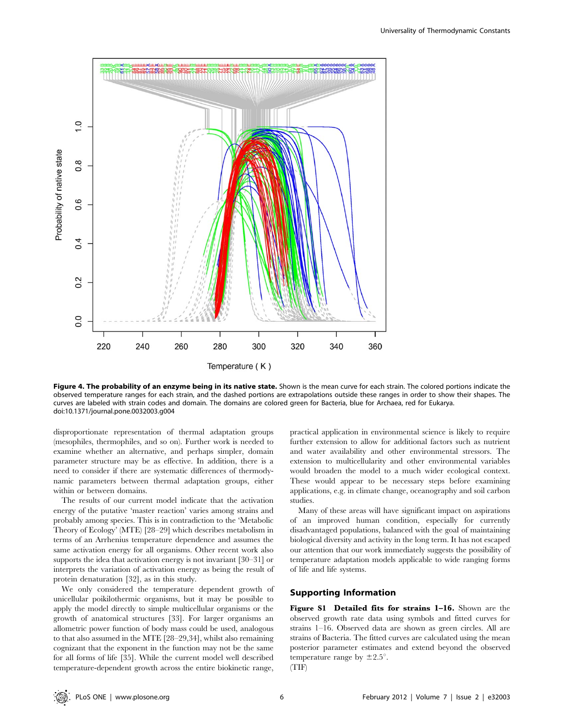**Figure 4. The probability of an enzyme being in its native state.** Shown is the mean curve for each strain. The colored portions indicate the observed temperature ranges for each strain, and the dashed portions are extrapolations outside these ranges in order to show their shapes. The curves are labeled with strain codes and domain. The domains are colored green for Bacteria, blue for Archaea, red for Eukarya.
doi:10.1371/journal.pone.0032003.g004

disproportionate representation of thermal adaptation groups (mesophiles, thermophiles, and so on). Further work is needed to examine whether an alternative, and perhaps simpler, domain parameter structure may be as effective. In addition, there is a need to consider if there are systematic differences of thermodynamic parameters between thermal adaptation groups, either within or between domains.

The results of our current model indicate that the activation energy of the putative 'master reaction' varies among strains and probably among species. This is in contradiction to the 'Metabolic Theory of Ecology' (MTE) [28–29] which describes metabolism in terms of an Arrhenius temperature dependence and assumes the same activation energy for all organisms. Other recent work also supports the idea that activation energy is not invariant [30–31] or interprets the variation of activation energy as being the result of protein denaturation [32], as in this study.

We only considered the temperature dependent growth of unicellular poikilothermic organisms, but it may be possible to apply the model directly to simple multicellular organisms or the growth of anatomical structures [33]. For larger organisms an allometric power function of body mass could be used, analogous to that also assumed in the MTE [28–29,34], whilst also remaining cognizant that the exponent in the function may not be the same for all forms of life [35]. While the current model well described temperature-dependent growth across the entire biokinetic range, practical application in environmental science is likely to require further extension to allow for additional factors such as nutrient and water availability and other environmental stressors. The extension to multicellularity and other environmental variables would broaden the model to a much wider ecological context. These would appear to be necessary steps before examining applications, e.g. in climate change, oceanography and soil carbon studies.

Many of these areas will have significant impact on aspirations of an improved human condition, especially for currently disadvantaged populations, balanced with the goal of maintaining biological diversity and activity in the long term. It has not escaped our attention that our work immediately suggests the possibility of temperature adaptation models applicable to wide ranging forms of life and life systems.

## Supporting Information

**Figure S1 Detailed fits for strains 1–16.** Shown are the observed growth rate data using symbols and fitted curves for strains 1–16. Observed data are shown as green circles. All are strains of Bacteria. The fitted curves are calculated using the mean posterior parameter estimates and extend beyond the observed temperature range by $\pm 2.5^{\circ}$.
(TIF)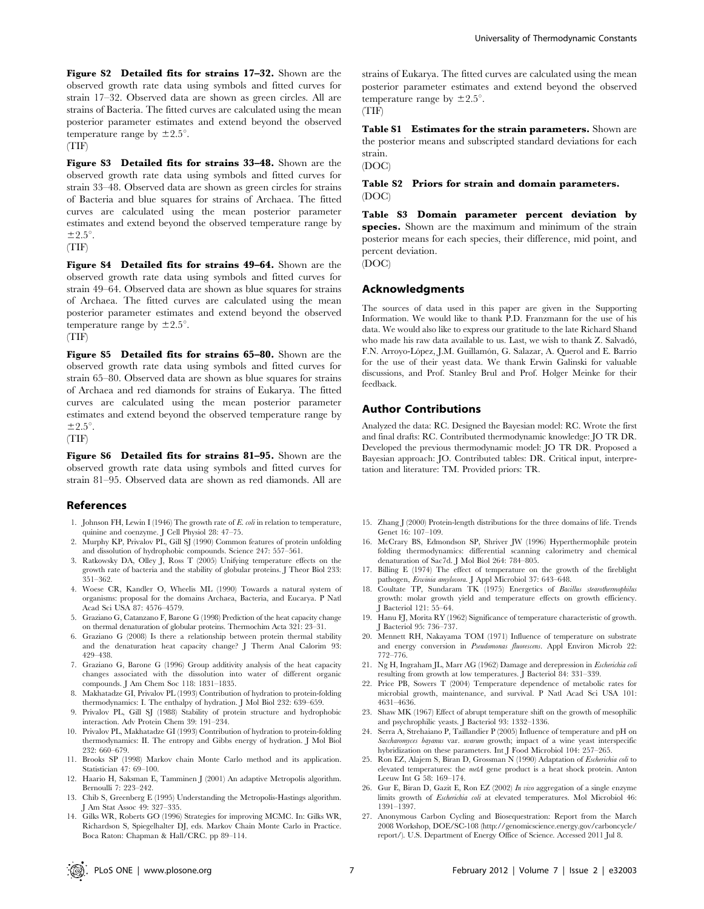**Figure S2 Detailed fits for strains 17–32.** Shown are the observed growth rate data using symbols and fitted curves for strain 17–32. Observed data are shown as green circles. All are strains of Bacteria. The fitted curves are calculated using the mean posterior parameter estimates and extend beyond the observed temperature range by $\pm 2.5^{\circ}$.
(TIF)

**Figure S3 Detailed fits for strains 33–48.** Shown are the observed growth rate data using symbols and fitted curves for strain 33–48. Observed data are shown as green circles for strains of Bacteria and blue squares for strains of Archaea. The fitted curves are calculated using the mean posterior parameter estimates and extend beyond the observed temperature range by $\pm 2.5^{\circ}$.
(TIF)

**Figure S4 Detailed fits for strains 49–64.** Shown are the observed growth rate data using symbols and fitted curves for strain 49–64. Observed data are shown as blue squares for strains of Archaea. The fitted curves are calculated using the mean posterior parameter estimates and extend beyond the observed temperature range by $\pm 2.5^{\circ}$.
(TIF)

**Figure S5 Detailed fits for strains 65–80.** Shown are the observed growth rate data using symbols and fitted curves for strain 65–80. Observed data are shown as blue squares for strains of Archaea and red diamonds for strains of Eukarya. The fitted curves are calculated using the mean posterior parameter estimates and extend beyond the observed temperature range by $\pm 2.5^{\circ}$.
(TIF)

**Figure S6 Detailed fits for strains 81–95.** Shown are the observed growth rate data using symbols and fitted curves for strain 81–95. Observed data are shown as red diamonds. All are strains of Eukarya. The fitted curves are calculated using the mean posterior parameter estimates and extend beyond the observed temperature range by $\pm 2.5^{\circ}$.
(TIF)

**Table S1 Estimates for the strain parameters.** Shown are the posterior means and subscripted standard deviations for each strain.
(DOC)

**Table S2 Priors for strain and domain parameters.**
(DOC)

**Table S3 Domain parameter percent deviation by species.** Shown are the maximum and minimum of the strain posterior means for each species, their difference, mid point, and percent deviation.
(DOC)

## Acknowledgments

The sources of data used in this paper are given in the Supporting Information. We would like to thank P.D. Franzmann for the use of his data. We would also like to express our gratitude to the late Richard Shand who made his raw data available to us. Last, we wish to thank Z. Salvadó, F.N. Arroyo-López, J.M. Guillamón, G. Salazar, A. Querol and E. Barrio for the use of their yeast data. We thank Erwin Galinski for valuable discussions, and Prof. Stanley Brul and Prof. Holger Meinke for their feedback.

## Author Contributions

Analyzed the data: RC. Designed the Bayesian model: RC. Wrote the first and final drafts: RC. Contributed thermodynamic knowledge: JO TR DR. Developed the previous thermodynamic model: JO TR DR. Proposed a Bayesian approach: JO. Contributed tables: DR. Critical input, interpretation and literature: TM. Provided priors: TR.

## References

1. Johnson FH, Lewin I (1946) The growth rate of *E. coli* in relation to temperature, quinine and coenzyme. J Cell Physiol 28: 47–75.
2. Murphy KP, Privalov PL, Gill SJ (1990) Common features of protein unfolding and dissolution of hydrophobic compounds. Science 247: 557–561.
3. Ratkowsky DA, Olley J, Ross T (2005) Unifying temperature effects on the growth rate of bacteria and the stability of globular proteins. J Theor Biol 233: 351–362.
4. Woese CR, Kandler O, Wheelis ML (1990) Towards a natural system of organisms: proposal for the domains Archaea, Bacteria, and Eucarya. P Natl Acad Sci USA 87: 4576–4579.
5. Graziano G, Catanzano F, Barone G (1998) Prediction of the heat capacity change on thermal denaturation of globular proteins. Thermochim Acta 321: 23–31.
6. Graziano G (2008) Is there a relationship between protein thermal stability and the denaturation heat capacity change? J Therm Anal Calorim 93: 429–438.
7. Graziano G, Barone G (1996) Group additivity analysis of the heat capacity changes associated with the dissolution into water of different organic compounds. J Am Chem Soc 118: 1831–1835.
8. Makhatadze GI, Privalov PL (1993) Contribution of hydration to protein-folding thermodynamics: I. The enthalpy of hydration. J Mol Biol 232: 639–659.
9. Privalov PL, Gill SJ (1988) Stability of protein structure and hydrophobic interaction. Adv Protein Chem 39: 191–234.
10. Privalov PL, Makhatadze GI (1993) Contribution of hydration to protein-folding thermodynamics: II. The entropy and Gibbs energy of hydration. J Mol Biol 232: 660–679.
11. Brooks SP (1998) Markov chain Monte Carlo method and its application. Statistician 47: 69–100.
12. Haario H, Saksman E, Tamminen J (2001) An adaptive Metropolis algorithm. Bernoulli 7: 223–242.
13. Chib S, Greenberg E (1995) Understanding the Metropolis-Hastings algorithm. J Am Stat Assoc 49: 327–335.
14. Gilks WR, Roberts GO (1996) Strategies for improving MCMC. In: Gilks WR, Richardson S, Spiegelhalter DJ, eds. Markov Chain Monte Carlo in Practice. Boca Raton: Chapman & Hall/CRC. pp 89–114.
15. Zhang J (2000) Protein-length distributions for the three domains of life. Trends Genet 16: 107–109.
16. McCrary BS, Edmondson SP, Shriver JW (1996) Hyperthermophile protein folding thermodynamics: differential scanning calorimetry and chemical denaturation of Sac7d. J Mol Biol 264: 784–805.
17. Billing E (1974) The effect of temperature on the growth of the fireblight pathogen, *Erwinia amylovora*. J Appl Microbiol 37: 643–648.
18. Coultate TP, Sundaram TK (1975) Energetics of *Bacillus stearothermophilus* growth: molar growth yield and temperature effects on growth efficiency. J Bacteriol 121: 55–64.
19. Hanu FJ, Morita RY (1962) Significance of temperature characteristic of growth. J Bacteriol 95: 736–737.
20. Mennett RH, Nakayama TOM (1971) Influence of temperature on substrate and energy conversion in *Pseudomonas fluorescens*. Appl Environ Microb 22: 772–776.
21. Ng H, Ingraham JL, Marr AG (1962) Damage and derepression in *Escherichia coli* resulting from growth at low temperatures. J Bacteriol 84: 331–339.
22. Price PB, Sowers T (2004) Temperature dependence of metabolic rates for microbial growth, maintenance, and survival. P Natl Acad Sci USA 101: 4631–4636.
23. Shaw MK (1967) Effect of abrupt temperature shift on the growth of mesophilic and psychrophilic yeasts. J Bacteriol 93: 1332–1336.
24. Serra A, Strehaiano P, Taillandier P (2005) Influence of temperature and pH on *Saccharomyces bayanus* var. *uvarum* growth; impact of a wine yeast interspecific hybridization on these parameters. Int J Food Microbiol 104: 257–265.
25. Ron EZ, Alajem S, Biran D, Grossman N (1990) Adaptation of *Escherichia coli* to elevated temperatures: the *metA* gene product is a heat shock protein. Anton Leeuw Int G 58: 169–174.
26. Gur E, Biran D, Gazit E, Ron EZ (2002) *In vivo* aggregation of a single enzyme limits growth of *Escherichia coli* at elevated temperatures. Mol Microbiol 46: 1391–1397.
27. Anonymous Carbon Cycling and Biosequestration: Report from the March 2008 Workshop, DOE/SC-108 (http://genomicscience.energy.gov/carboncycle/report/). U.S. Department of Energy Office of Science. Accessed 2011 Jul 8.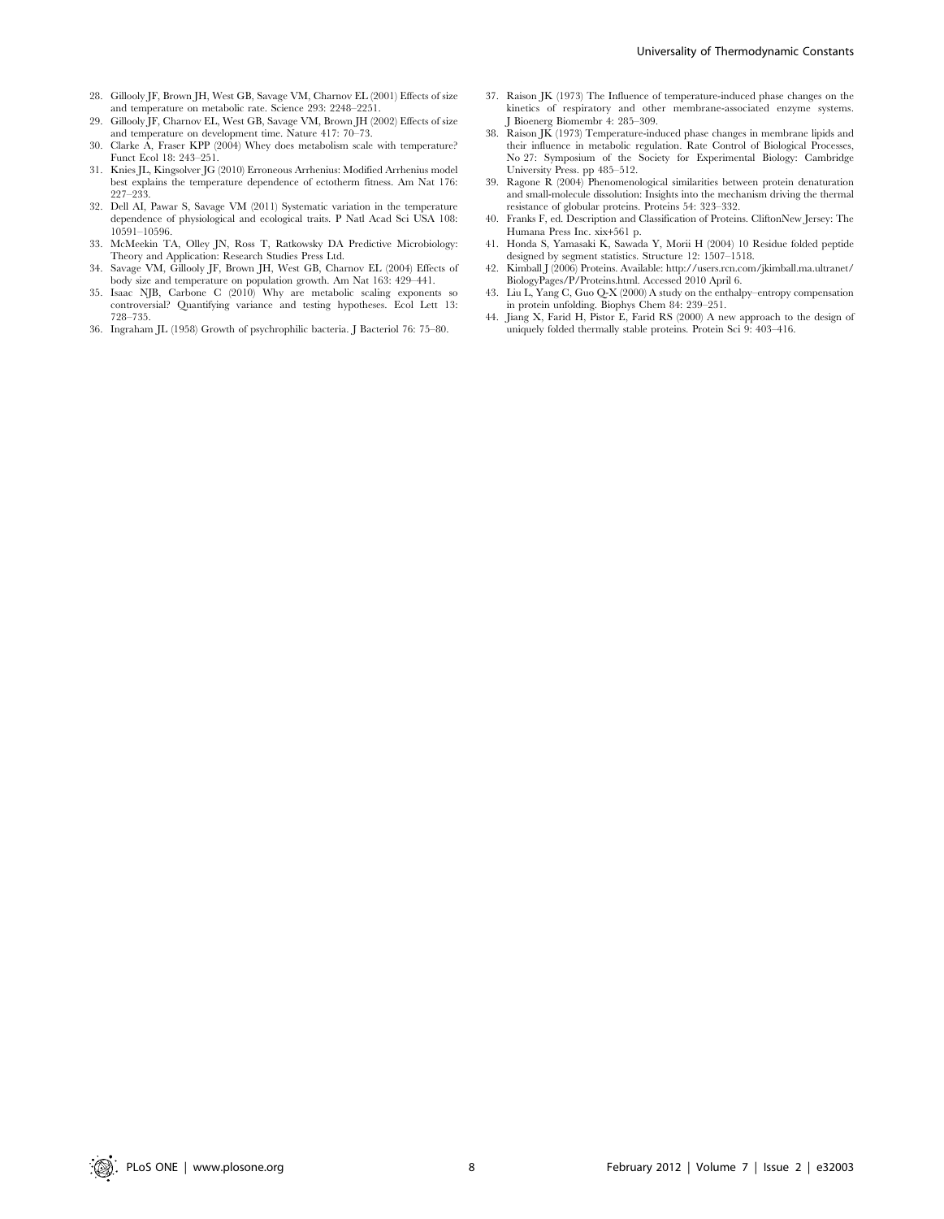28. Gillooly JF, Brown JH, West GB, Savage VM, Charnov EL (2001) Effects of size and temperature on metabolic rate. Science 293: 2248–2251.
29. Gillooly JF, Charnov EL, West GB, Savage VM, Brown JH (2002) Effects of size and temperature on development time. Nature 417: 70–73.
30. Clarke A, Fraser KPP (2004) Whey does metabolism scale with temperature? Funct Ecol 18: 243–251.
31. Knies JL, Kingsolver JG (2010) Erroneous Arrhenius: Modified Arrhenius model best explains the temperature dependence of ectotherm fitness. Am Nat 176: 227–233.
32. Dell AI, Pawar S, Savage VM (2011) Systematic variation in the temperature dependence of physiological and ecological traits. P Natl Acad Sci USA 108: 10591–10596.
33. McMeekin TA, Olley JN, Ross T, Ratkowsky DA Predictive Microbiology: Theory and Application: Research Studies Press Ltd.
34. Savage VM, Gillooly JF, Brown JH, West GB, Charnov EL (2004) Effects of body size and temperature on population growth. Am Nat 163: 429–441.
35. Isaac NJB, Carbone C (2010) Why are metabolic scaling exponents so controversial? Quantifying variance and testing hypotheses. Ecol Lett 13: 728–735.
36. Ingraham JL (1958) Growth of psychrophilic bacteria. J Bacteriol 76: 75–80.
37. Raison JK (1973) The Influence of temperature-induced phase changes on the kinetics of respiratory and other membrane-associated enzyme systems. J Bioenerg Biomembr 4: 285–309.
38. Raison JK (1973) Temperature-induced phase changes in membrane lipids and their influence in metabolic regulation. Rate Control of Biological Processes, No 27: Symposium of the Society for Experimental Biology: Cambridge University Press. pp 485–512.
39. Ragone R (2004) Phenomenological similarities between protein denaturation and small-molecule dissolution: Insights into the mechanism driving the thermal resistance of globular proteins. Proteins 54: 323–332.
40. Franks F, ed. Description and Classification of Proteins. CliftonNew Jersey: The Humana Press Inc. xix+561 p.
41. Honda S, Yamasaki K, Sawada Y, Morii H (2004) 10 Residue folded peptide designed by segment statistics. Structure 12: 1507–1518.
42. Kimball J (2006) Proteins. Available: http://users.rcn.com/jkimball.ma.ultranet/BiologyPages/P/Proteins.html. Accessed 2010 April 6.
43. Liu L, Yang C, Guo Q-X (2000) A study on the enthalpy–entropy compensation in protein unfolding. Biophys Chem 84: 239–251.
44. Jiang X, Farid H, Pistor E, Farid RS (2000) A new approach to the design of uniquely folded thermally stable proteins. Protein Sci 9: 403–416.